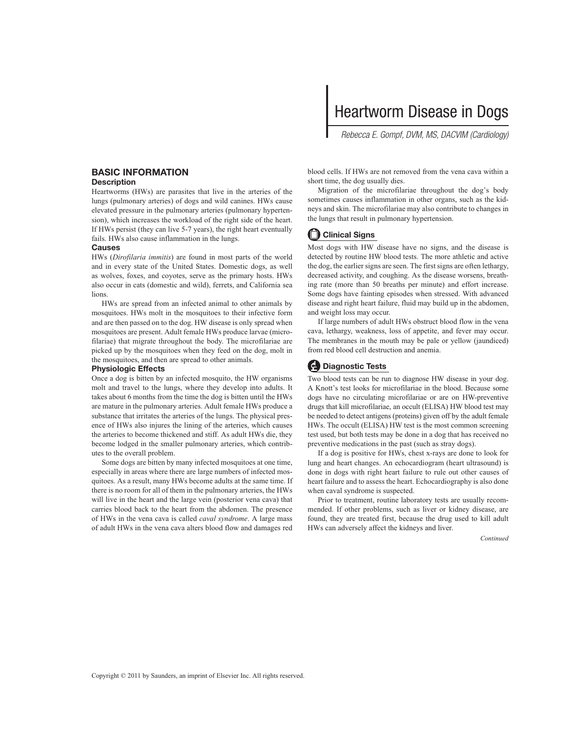# Heartworm Disease in Dogs

*Rebecca E. Gompf, DVM, MS, DACVIM (Cardiology)*

## BASIC INFORMATION

### Description

Heartworms (HWs) are parasites that live in the arteries of the lungs (pulmonary arteries) of dogs and wild canines. HWs cause elevated pressure in the pulmonary arteries (pulmonary hypertension), which increases the workload of the right side of the heart. If HWs persist (they can live 5-7 years), the right heart eventually fails. HWs also cause inflammation in the lungs.

### Causes

HWs (*Dirofilaria immitis*) are found in most parts of the world and in every state of the United States. Domestic dogs, as well as wolves, foxes, and coyotes, serve as the primary hosts. HWs also occur in cats (domestic and wild), ferrets, and California sea lions.

HWs are spread from an infected animal to other animals by mosquitoes. HWs molt in the mosquitoes to their infective form and are then passed on to the dog. HW disease is only spread when mosquitoes are present. Adult female HWs produce larvae (microfilariae) that migrate throughout the body. The microfilariae are picked up by the mosquitoes when they feed on the dog, molt in the mosquitoes, and then are spread to other animals.

### Physiologic Effects

Once a dog is bitten by an infected mosquito, the HW organisms molt and travel to the lungs, where they develop into adults. It takes about 6 months from the time the dog is bitten until the HWs are mature in the pulmonary arteries. Adult female HWs produce a substance that irritates the arteries of the lungs. The physical presence of HWs also injures the lining of the arteries, which causes the arteries to become thickened and stiff. As adult HWs die, they become lodged in the smaller pulmonary arteries, which contributes to the overall problem.

Some dogs are bitten by many infected mosquitoes at one time, especially in areas where there are large numbers of infected mosquitoes. As a result, many HWs become adults at the same time. If there is no room for all of them in the pulmonary arteries, the HWs will live in the heart and the large vein (posterior vena cava) that carries blood back to the heart from the abdomen. The presence of HWs in the vena cava is called *caval syndrome*. A large mass of adult HWs in the vena cava alters blood flow and damages red blood cells. If HWs are not removed from the vena cava within a short time, the dog usually dies.

Migration of the microfilariae throughout the dog's body sometimes causes inflammation in other organs, such as the kidneys and skin. The microfilariae may also contribute to changes in the lungs that result in pulmonary hypertension.

## Clinical Signs

Most dogs with HW disease have no signs, and the disease is detected by routine HW blood tests. The more athletic and active the dog, the earlier signs are seen. The first signs are often lethargy, decreased activity, and coughing. As the disease worsens, breathing rate (more than 50 breaths per minute) and effort increase. Some dogs have fainting episodes when stressed. With advanced disease and right heart failure, fluid may build up in the abdomen, and weight loss may occur.

If large numbers of adult HWs obstruct blood flow in the vena cava, lethargy, weakness, loss of appetite, and fever may occur. The membranes in the mouth may be pale or yellow (jaundiced) from red blood cell destruction and anemia.

## Diagnostic Tests

Two blood tests can be run to diagnose HW disease in your dog. A Knott's test looks for microfilariae in the blood. Because some dogs have no circulating microfilariae or are on HW-preventive drugs that kill microfilariae, an occult (ELISA) HW blood test may be needed to detect antigens (proteins) given off by the adult female HWs. The occult (ELISA) HW test is the most common screening test used, but both tests may be done in a dog that has received no preventive medications in the past (such as stray dogs).

If a dog is positive for HWs, chest x-rays are done to look for lung and heart changes. An echocardiogram (heart ultrasound) is done in dogs with right heart failure to rule out other causes of heart failure and to assess the heart. Echocardiography is also done when caval syndrome is suspected.

Prior to treatment, routine laboratory tests are usually recommended. If other problems, such as liver or kidney disease, are found, they are treated first, because the drug used to kill adult HWs can adversely affect the kidneys and liver.

*Continued*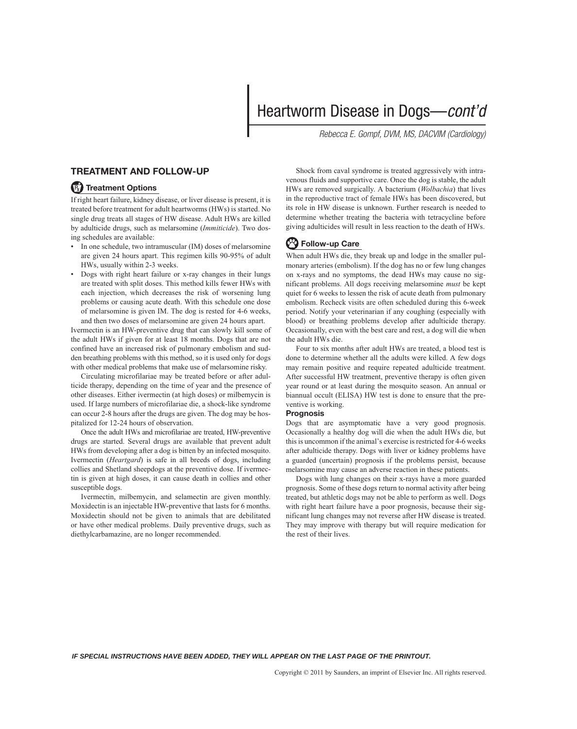# Heartworm Disease in Dogs—*cont'd*

*Rebecca E. Gompf, DVM, MS, DACVIM (Cardiology)*

## TREATMENT AND FOLLOW-UP

### Treatment Options

If right heart failure, kidney disease, or liver disease is present, it is treated before treatment for adult heartworms (HWs) is started. No single drug treats all stages of HW disease. Adult HWs are killed by adulticide drugs, such as melarsomine (*Immiticide*). Two dosing schedules are available:

- In one schedule, two intramuscular (IM) doses of melarsomine are given 24 hours apart. This regimen kills 90-95% of adult HWs, usually within 2-3 weeks.
- Dogs with right heart failure or x-ray changes in their lungs are treated with split doses. This method kills fewer HWs with each injection, which decreases the risk of worsening lung problems or causing acute death. With this schedule one dose of melarsomine is given IM. The dog is rested for 4-6 weeks, and then two doses of melarsomine are given 24 hours apart.

Ivermectin is an HW-preventive drug that can slowly kill some of the adult HWs if given for at least 18 months. Dogs that are not confined have an increased risk of pulmonary embolism and sudden breathing problems with this method, so it is used only for dogs with other medical problems that make use of melarsomine risky.

Circulating microfilariae may be treated before or after adulticide therapy, depending on the time of year and the presence of other diseases. Either ivermectin (at high doses) or milbemycin is used. If large numbers of microfilariae die, a shock-like syndrome can occur 2-8 hours after the drugs are given. The dog may be hospitalized for 12-24 hours of observation.

Once the adult HWs and microfilariae are treated, HW-preventive drugs are started. Several drugs are available that prevent adult HWs from developing after a dog is bitten by an infected mosquito. Ivermectin (*Heartgard*) is safe in all breeds of dogs, including collies and Shetland sheepdogs at the preventive dose. If ivermectin is given at high doses, it can cause death in collies and other susceptible dogs.

Ivermectin, milbemycin, and selamectin are given monthly. Moxidectin is an injectable HW-preventive that lasts for 6 months. Moxidectin should not be given to animals that are debilitated or have other medical problems. Daily preventive drugs, such as diethylcarbamazine, are no longer recommended.

Shock from caval syndrome is treated aggressively with intravenous fluids and supportive care. Once the dog is stable, the adult HWs are removed surgically. A bacterium (*Wolbachia*) that lives in the reproductive tract of female HWs has been discovered, but its role in HW disease is unknown. Further research is needed to determine whether treating the bacteria with tetracycline before giving adulticides will result in less reaction to the death of HWs.

### Follow-up Care

When adult HWs die, they break up and lodge in the smaller pulmonary arteries (embolism). If the dog has no or few lung changes on x-rays and no symptoms, the dead HWs may cause no significant problems. All dogs receiving melarsomine *must* be kept quiet for 6 weeks to lessen the risk of acute death from pulmonary embolism. Recheck visits are often scheduled during this 6-week period. Notify your veterinarian if any coughing (especially with blood) or breathing problems develop after adulticide therapy. Occasionally, even with the best care and rest, a dog will die when the adult HWs die.

Four to six months after adult HWs are treated, a blood test is done to determine whether all the adults were killed. A few dogs may remain positive and require repeated adulticide treatment. After successful HW treatment, preventive therapy is often given year round or at least during the mosquito season. An annual or biannual occult (ELISA) HW test is done to ensure that the preventive is working.

#### Prognosis

Dogs that are asymptomatic have a very good prognosis. Occasionally a healthy dog will die when the adult HWs die, but this is uncommon if the animal's exercise is restricted for 4-6 weeks after adulticide therapy. Dogs with liver or kidney problems have a guarded (uncertain) prognosis if the problems persist, because melarsomine may cause an adverse reaction in these patients.

Dogs with lung changes on their x-rays have a more guarded prognosis. Some of these dogs return to normal activity after being treated, but athletic dogs may not be able to perform as well. Dogs with right heart failure have a poor prognosis, because their significant lung changes may not reverse after HW disease is treated. They may improve with therapy but will require medication for the rest of their lives.

***IF SPECIAL INSTRUCTIONS HAVE BEEN ADDED, THEY WILL APPEAR ON THE LAST PAGE OF THE PRINTOUT.***

Copyright © 2011 by Saunders, an imprint of Elsevier Inc. All rights reserved.